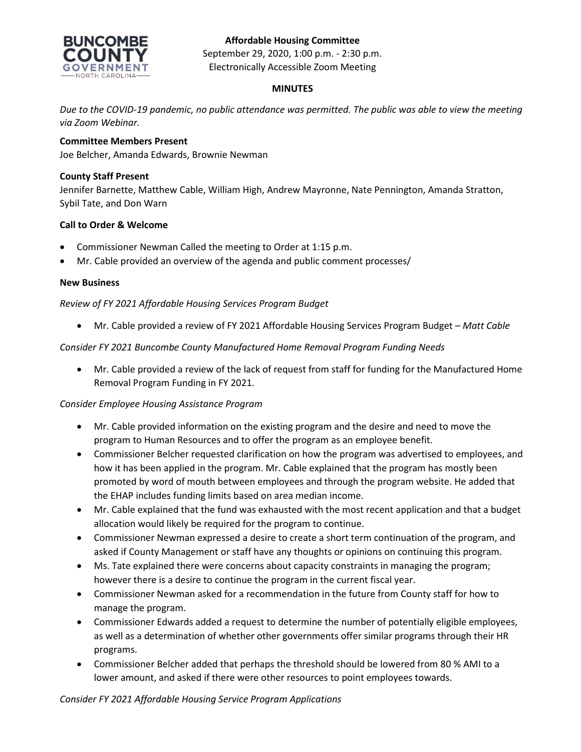**Affordable Housing Committee**
September 29, 2020, 1:00 p.m. - 2:30 p.m.
Electronically Accessible Zoom Meeting

**MINUTES**

*Due to the COVID-19 pandemic, no public attendance was permitted. The public was able to view the meeting via Zoom Webinar.*

**Committee Members Present**
Joe Belcher, Amanda Edwards, Brownie Newman

**County Staff Present**
Jennifer Barnette, Matthew Cable, William High, Andrew Mayronne, Nate Pennington, Amanda Stratton, Sybil Tate, and Don Warn

**Call to Order & Welcome**

- Commissioner Newman Called the meeting to Order at 1:15 p.m.
- Mr. Cable provided an overview of the agenda and public comment processes/

**New Business**

*Review of FY 2021 Affordable Housing Services Program Budget*

- Mr. Cable provided a review of FY 2021 Affordable Housing Services Program Budget – *Matt Cable*

*Consider FY 2021 Buncombe County Manufactured Home Removal Program Funding Needs*

- Mr. Cable provided a review of the lack of request from staff for funding for the Manufactured Home Removal Program Funding in FY 2021.

*Consider Employee Housing Assistance Program*

- Mr. Cable provided information on the existing program and the desire and need to move the program to Human Resources and to offer the program as an employee benefit.
- Commissioner Belcher requested clarification on how the program was advertised to employees, and how it has been applied in the program. Mr. Cable explained that the program has mostly been promoted by word of mouth between employees and through the program website. He added that the EHAP includes funding limits based on area median income.
- Mr. Cable explained that the fund was exhausted with the most recent application and that a budget allocation would likely be required for the program to continue.
- Commissioner Newman expressed a desire to create a short term continuation of the program, and asked if County Management or staff have any thoughts or opinions on continuing this program.
- Ms. Tate explained there were concerns about capacity constraints in managing the program; however there is a desire to continue the program in the current fiscal year.
- Commissioner Newman asked for a recommendation in the future from County staff for how to manage the program.
- Commissioner Edwards added a request to determine the number of potentially eligible employees, as well as a determination of whether other governments offer similar programs through their HR programs.
- Commissioner Belcher added that perhaps the threshold should be lowered from 80 % AMI to a lower amount, and asked if there were other resources to point employees towards.

*Consider FY 2021 Affordable Housing Service Program Applications*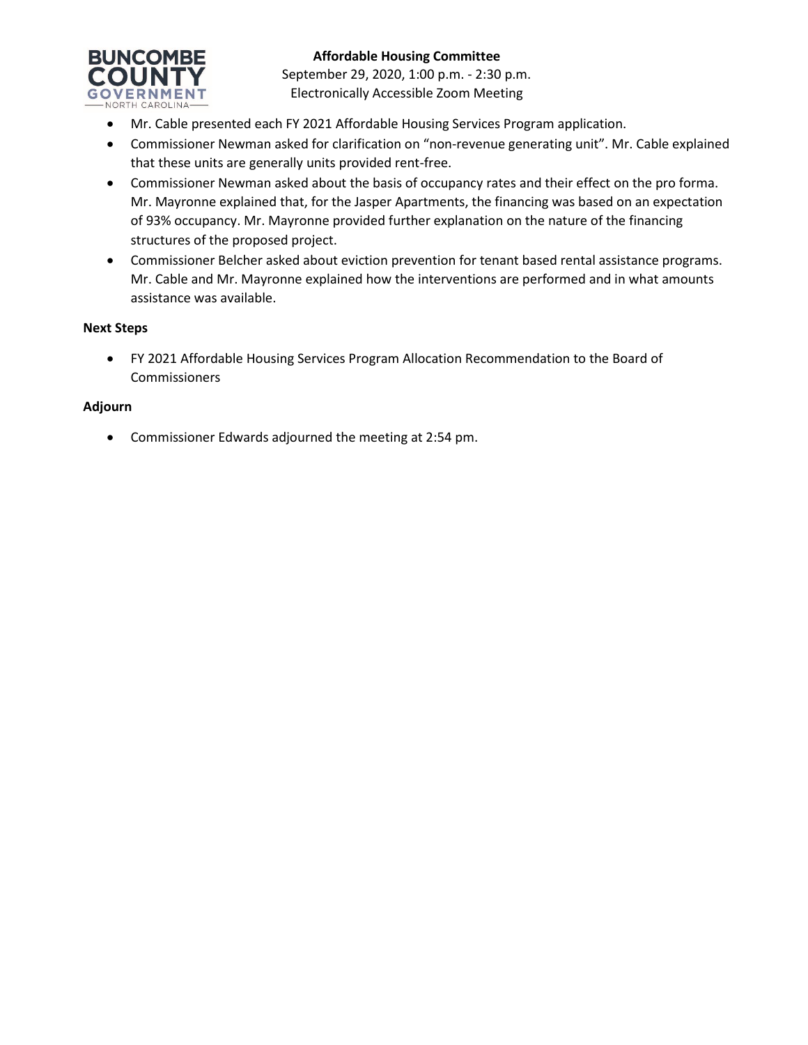- Mr. Cable presented each FY 2021 Affordable Housing Services Program application.
- Commissioner Newman asked for clarification on "non-revenue generating unit". Mr. Cable explained that these units are generally units provided rent-free.
- Commissioner Newman asked about the basis of occupancy rates and their effect on the pro forma. Mr. Mayronne explained that, for the Jasper Apartments, the financing was based on an expectation of 93% occupancy. Mr. Mayronne provided further explanation on the nature of the financing structures of the proposed project.
- Commissioner Belcher asked about eviction prevention for tenant based rental assistance programs. Mr. Cable and Mr. Mayronne explained how the interventions are performed and in what amounts assistance was available.

**Next Steps**

- FY 2021 Affordable Housing Services Program Allocation Recommendation to the Board of Commissioners

**Adjourn**

- Commissioner Edwards adjourned the meeting at 2:54 pm.